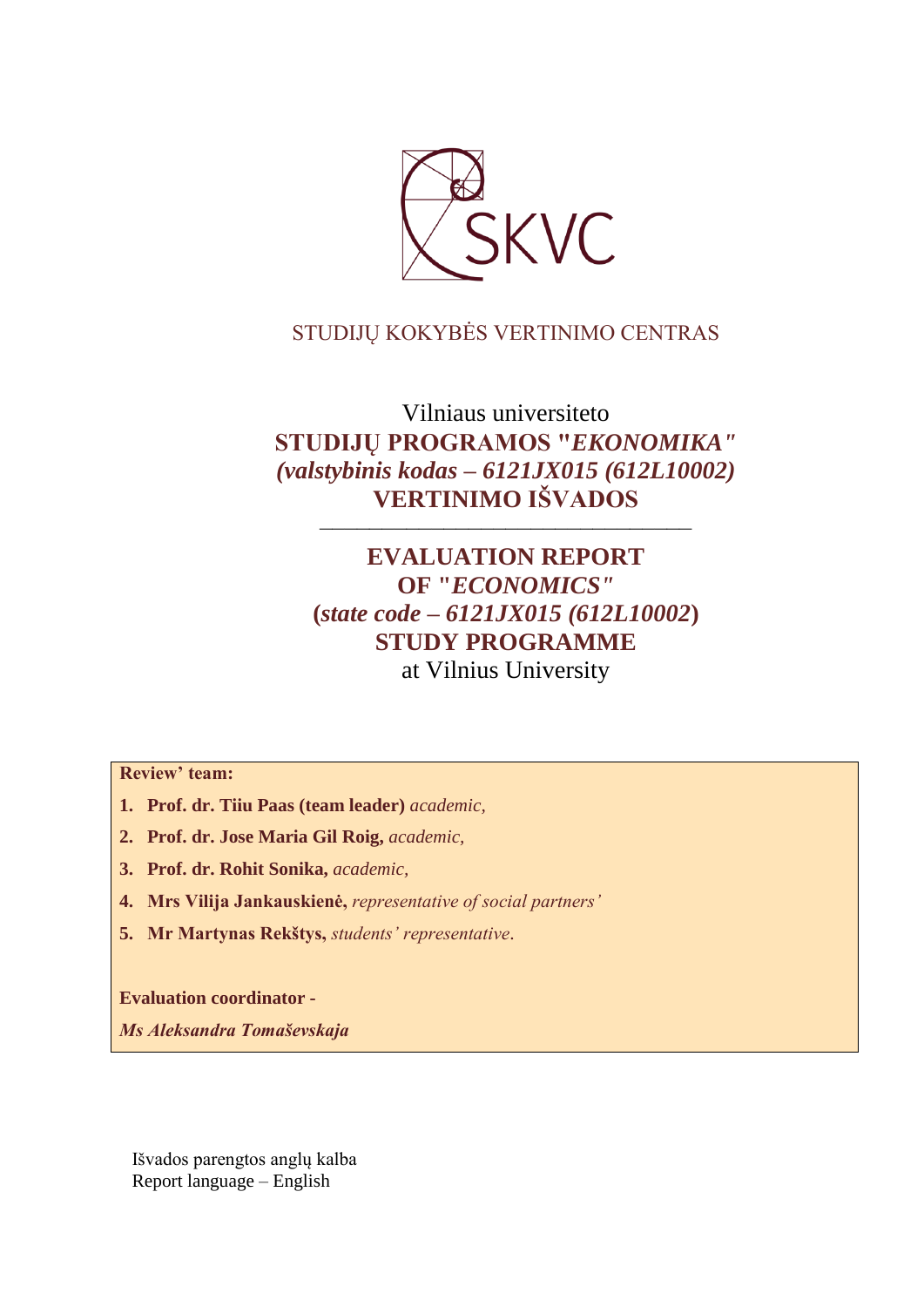STUDIJŲ KOKYBĖS VERTINIMO CENTRAS

# Vilniaus universiteto
# STUDIJŲ PROGRAMOS "*EKONOMIKA*" *(valstybinis kodas – 6121JX015 (612L10002)* VERTINIMO IŠVADOS

---

# EVALUATION REPORT OF "*ECONOMICS*" (*state code – 6121JX015 (612L10002*) STUDY PROGRAMME
at Vilnius University

**Review' team:**

1. **Prof. dr. Tiiu Paas (team leader)** *academic,*
2. **Prof. dr. Jose Maria Gil Roig,** *academic,*
3. **Prof. dr. Rohit Sonika,** *academic,*
4. **Mrs Vilija Jankauskienė,** *representative of social partners'*
5. **Mr Martynas Rekštys,** *students' representative*.

**Evaluation coordinator -**

***Ms Aleksandra Tomaševskaja***

Išvados parengtos anglų kalba
Report language – English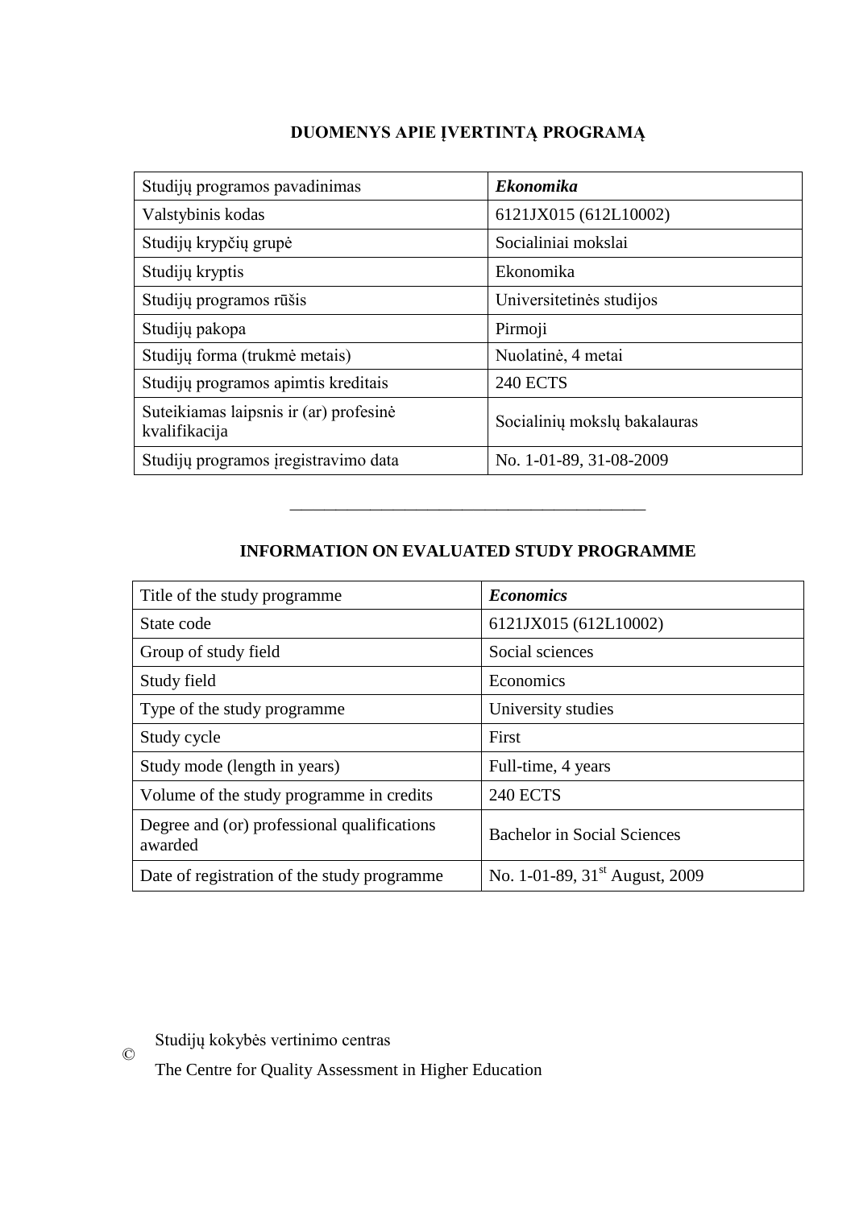## DUOMENYS APIE ĮVERTINTĄ PROGRAMĄ

| Studijų programos pavadinimas | ***Ekonomika*** |
|---|---|
| Valstybinis kodas | 6121JX015 (612L10002) |
| Studijų krypčių grupė | Socialiniai mokslai |
| Studijų kryptis | Ekonomika |
| Studijų programos rūšis | Universitetinės studijos |
| Studijų pakopa | Pirmoji |
| Studijų forma (trukmė metais) | Nuolatinė, 4 metai |
| Studijų programos apimtis kreditais | 240 ECTS |
| Suteikiamas laipsnis ir (ar) profesinė kvalifikacija | Socialinių mokslų bakalauras |
| Studijų programos įregistravimo data | No. 1-01-89, 31-08-2009 |

---

## INFORMATION ON EVALUATED STUDY PROGRAMME

| Title of the study programme | ***Economics*** |
|---|---|
| State code | 6121JX015 (612L10002) |
| Group of study field | Social sciences |
| Study field | Economics |
| Type of the study programme | University studies |
| Study cycle | First |
| Study mode (length in years) | Full-time, 4 years |
| Volume of the study programme in credits | 240 ECTS |
| Degree and (or) professional qualifications awarded | Bachelor in Social Sciences |
| Date of registration of the study programme | No. 1-01-89, 31st August, 2009 |

© Studijų kokybės vertinimo centras
The Centre for Quality Assessment in Higher Education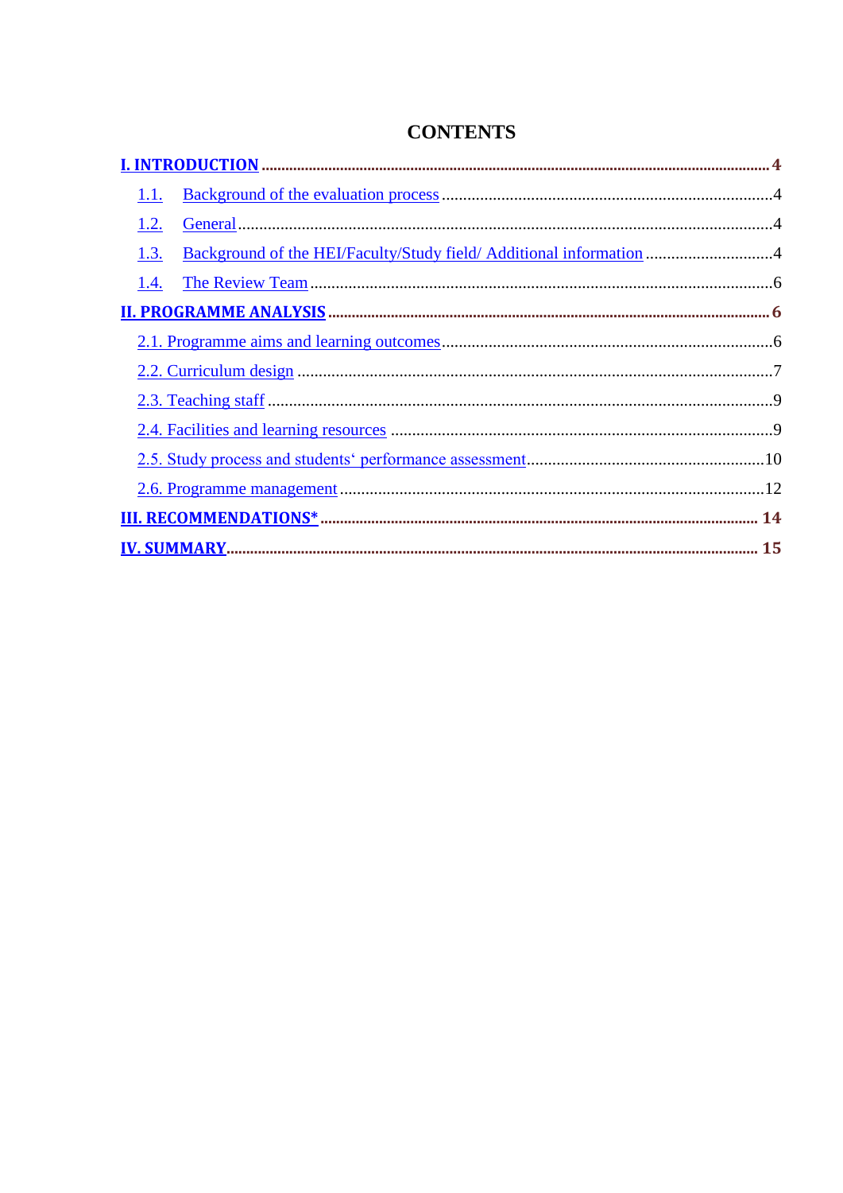# CONTENTS

**I. INTRODUCTION** ........ **4**

1.1. Background of the evaluation process ........ 4

1.2. General ........ 4

1.3. Background of the HEI/Faculty/Study field/ Additional information ........ 4

1.4. The Review Team ........ 6

**II. PROGRAMME ANALYSIS** ........ **6**

2.1. Programme aims and learning outcomes ........ 6

2.2. Curriculum design ........ 7

2.3. Teaching staff ........ 9

2.4. Facilities and learning resources ........ 9

2.5. Study process and students‘ performance assessment ........ 10

2.6. Programme management ........ 12

**III. RECOMMENDATIONS*** ........ **14**

**IV. SUMMARY** ........ **15**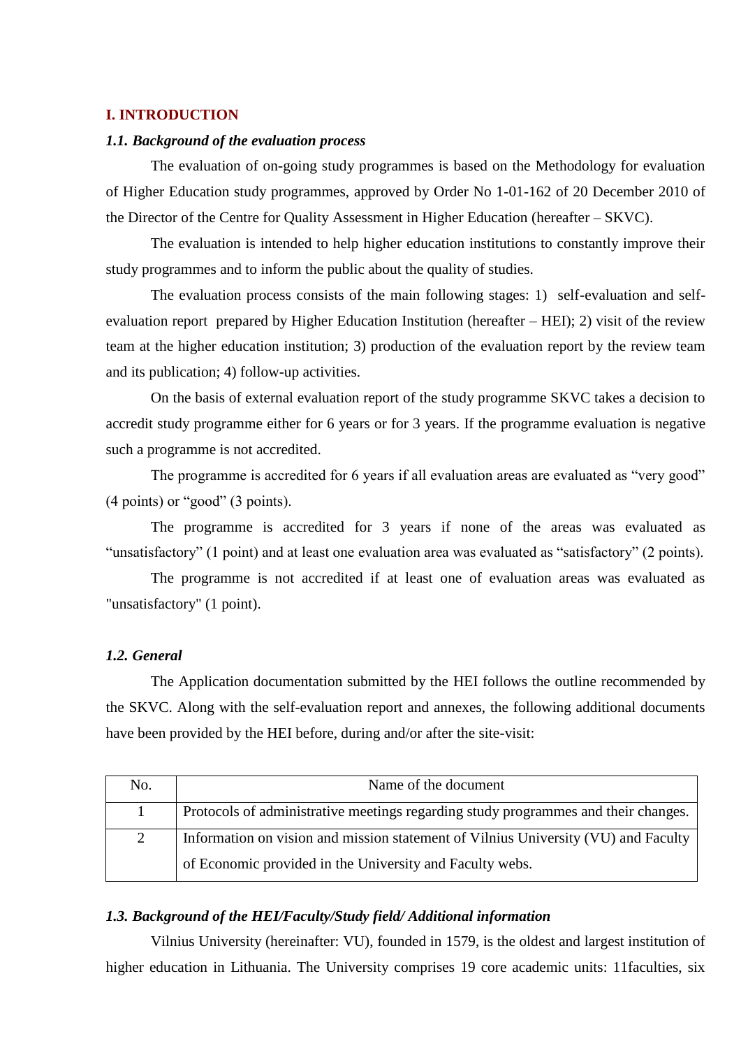## I. INTRODUCTION

### *1.1. Background of the evaluation process*

The evaluation of on-going study programmes is based on the Methodology for evaluation of Higher Education study programmes, approved by Order No 1-01-162 of 20 December 2010 of the Director of the Centre for Quality Assessment in Higher Education (hereafter – SKVC).

The evaluation is intended to help higher education institutions to constantly improve their study programmes and to inform the public about the quality of studies.

The evaluation process consists of the main following stages: 1) self-evaluation and self-evaluation report prepared by Higher Education Institution (hereafter – HEI); 2) visit of the review team at the higher education institution; 3) production of the evaluation report by the review team and its publication; 4) follow-up activities.

On the basis of external evaluation report of the study programme SKVC takes a decision to accredit study programme either for 6 years or for 3 years. If the programme evaluation is negative such a programme is not accredited.

The programme is accredited for 6 years if all evaluation areas are evaluated as "very good" (4 points) or "good" (3 points).

The programme is accredited for 3 years if none of the areas was evaluated as "unsatisfactory" (1 point) and at least one evaluation area was evaluated as "satisfactory" (2 points).

The programme is not accredited if at least one of evaluation areas was evaluated as "unsatisfactory" (1 point).

### *1.2. General*

The Application documentation submitted by the HEI follows the outline recommended by the SKVC. Along with the self-evaluation report and annexes, the following additional documents have been provided by the HEI before, during and/or after the site-visit:

| No. | Name of the document |
|---|---|
| 1 | Protocols of administrative meetings regarding study programmes and their changes. |
| 2 | Information on vision and mission statement of Vilnius University (VU) and Faculty of Economic provided in the University and Faculty webs. |

### *1.3. Background of the HEI/Faculty/Study field/ Additional information*

Vilnius University (hereinafter: VU), founded in 1579, is the oldest and largest institution of higher education in Lithuania. The University comprises 19 core academic units: 11faculties, six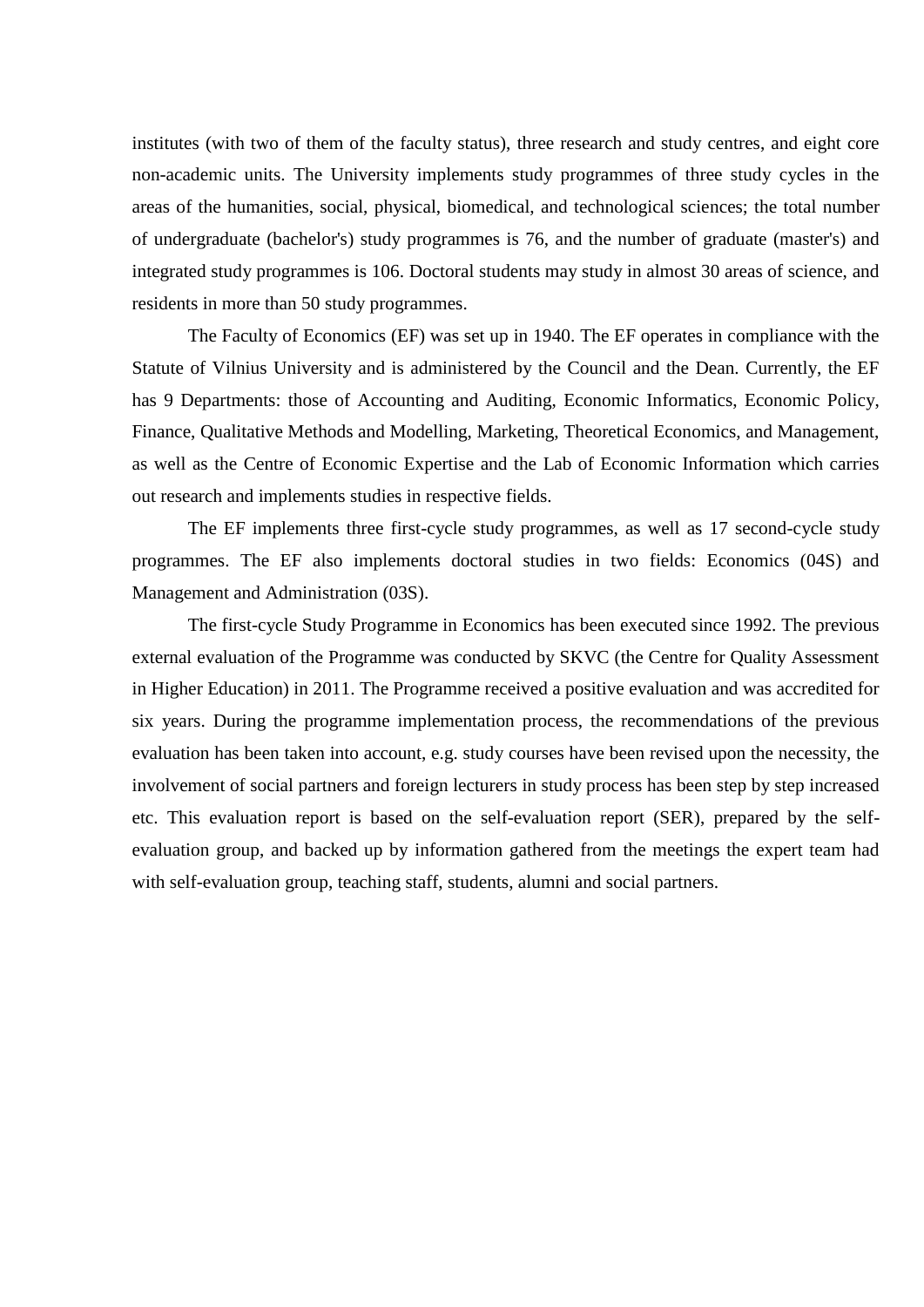institutes (with two of them of the faculty status), three research and study centres, and eight core non-academic units. The University implements study programmes of three study cycles in the areas of the humanities, social, physical, biomedical, and technological sciences; the total number of undergraduate (bachelor's) study programmes is 76, and the number of graduate (master's) and integrated study programmes is 106. Doctoral students may study in almost 30 areas of science, and residents in more than 50 study programmes.

The Faculty of Economics (EF) was set up in 1940. The EF operates in compliance with the Statute of Vilnius University and is administered by the Council and the Dean. Currently, the EF has 9 Departments: those of Accounting and Auditing, Economic Informatics, Economic Policy, Finance, Qualitative Methods and Modelling, Marketing, Theoretical Economics, and Management, as well as the Centre of Economic Expertise and the Lab of Economic Information which carries out research and implements studies in respective fields.

The EF implements three first-cycle study programmes, as well as 17 second-cycle study programmes. The EF also implements doctoral studies in two fields: Economics (04S) and Management and Administration (03S).

The first-cycle Study Programme in Economics has been executed since 1992. The previous external evaluation of the Programme was conducted by SKVC (the Centre for Quality Assessment in Higher Education) in 2011. The Programme received a positive evaluation and was accredited for six years. During the programme implementation process, the recommendations of the previous evaluation has been taken into account, e.g. study courses have been revised upon the necessity, the involvement of social partners and foreign lecturers in study process has been step by step increased etc. This evaluation report is based on the self-evaluation report (SER), prepared by the self-evaluation group, and backed up by information gathered from the meetings the expert team had with self-evaluation group, teaching staff, students, alumni and social partners.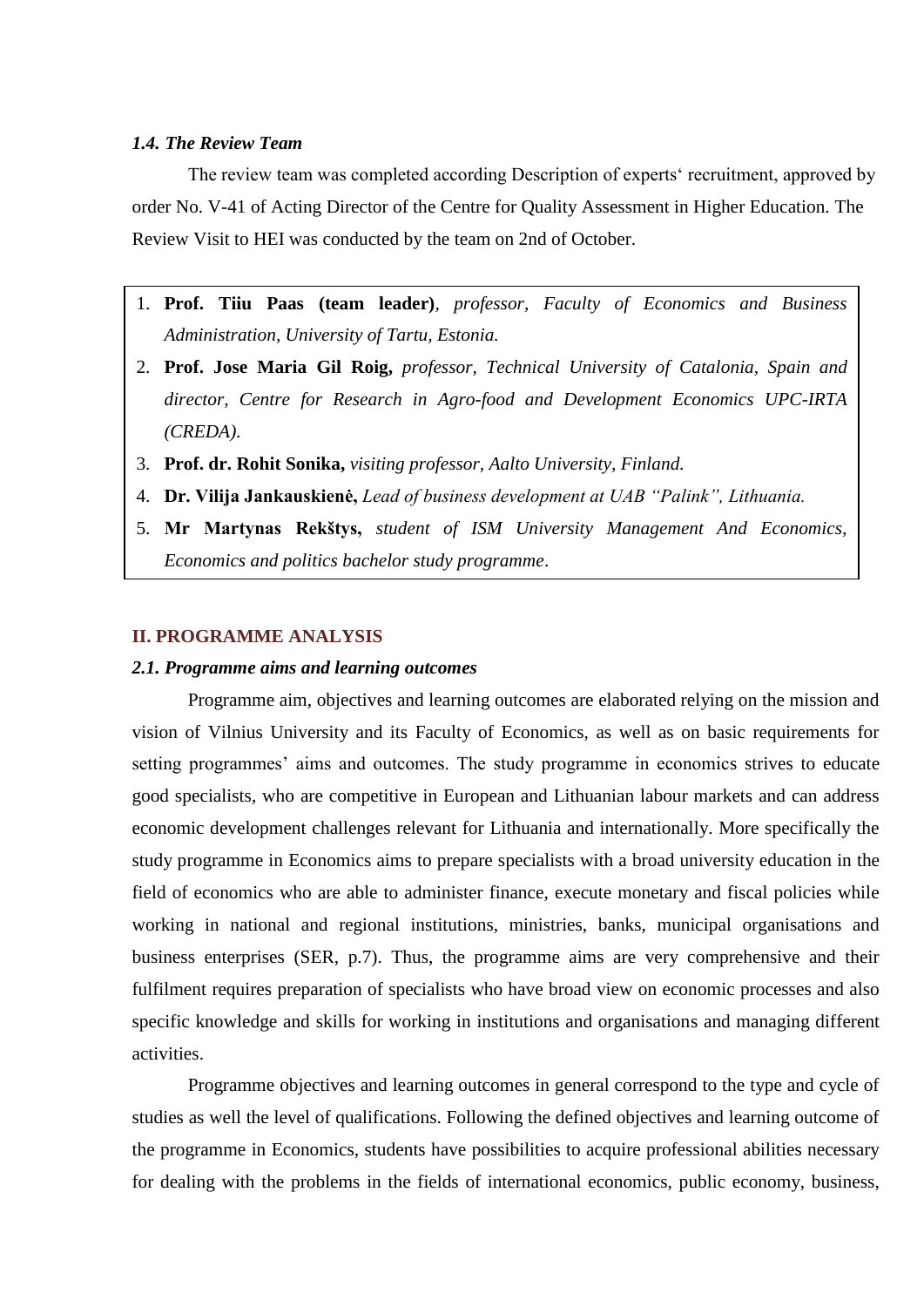### *1.4. The Review Team*

The review team was completed according Description of experts‘ recruitment, approved by order No. V-41 of Acting Director of the Centre for Quality Assessment in Higher Education. The Review Visit to HEI was conducted by the team on 2nd of October.

1. **Prof. Tiiu Paas (team leader)**, *professor, Faculty of Economics and Business Administration, University of Tartu, Estonia.*
2. **Prof. Jose Maria Gil Roig,** *professor, Technical University of Catalonia, Spain and director, Centre for Research in Agro-food and Development Economics UPC-IRTA (CREDA).*
3. **Prof. dr. Rohit Sonika,** *visiting professor, Aalto University, Finland.*
4. **Dr. Vilija Jankauskienė,** *Lead of business development at UAB "Palink", Lithuania.*
5. **Mr Martynas Rekštys,** *student of ISM University Management And Economics, Economics and politics bachelor study programme*.

## II. PROGRAMME ANALYSIS

### *2.1. Programme aims and learning outcomes*

Programme aim, objectives and learning outcomes are elaborated relying on the mission and vision of Vilnius University and its Faculty of Economics, as well as on basic requirements for setting programmes' aims and outcomes. The study programme in economics strives to educate good specialists, who are competitive in European and Lithuanian labour markets and can address economic development challenges relevant for Lithuania and internationally. More specifically the study programme in Economics aims to prepare specialists with a broad university education in the field of economics who are able to administer finance, execute monetary and fiscal policies while working in national and regional institutions, ministries, banks, municipal organisations and business enterprises (SER, p.7). Thus, the programme aims are very comprehensive and their fulfilment requires preparation of specialists who have broad view on economic processes and also specific knowledge and skills for working in institutions and organisations and managing different activities.

Programme objectives and learning outcomes in general correspond to the type and cycle of studies as well the level of qualifications. Following the defined objectives and learning outcome of the programme in Economics, students have possibilities to acquire professional abilities necessary for dealing with the problems in the fields of international economics, public economy, business,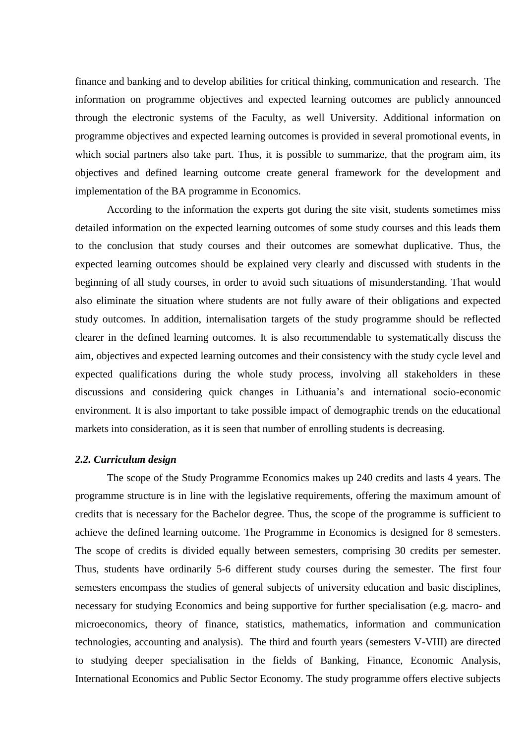finance and banking and to develop abilities for critical thinking, communication and research. The information on programme objectives and expected learning outcomes are publicly announced through the electronic systems of the Faculty, as well University. Additional information on programme objectives and expected learning outcomes is provided in several promotional events, in which social partners also take part. Thus, it is possible to summarize, that the program aim, its objectives and defined learning outcome create general framework for the development and implementation of the BA programme in Economics.

According to the information the experts got during the site visit, students sometimes miss detailed information on the expected learning outcomes of some study courses and this leads them to the conclusion that study courses and their outcomes are somewhat duplicative. Thus, the expected learning outcomes should be explained very clearly and discussed with students in the beginning of all study courses, in order to avoid such situations of misunderstanding. That would also eliminate the situation where students are not fully aware of their obligations and expected study outcomes. In addition, internalisation targets of the study programme should be reflected clearer in the defined learning outcomes. It is also recommendable to systematically discuss the aim, objectives and expected learning outcomes and their consistency with the study cycle level and expected qualifications during the whole study process, involving all stakeholders in these discussions and considering quick changes in Lithuania's and international socio-economic environment. It is also important to take possible impact of demographic trends on the educational markets into consideration, as it is seen that number of enrolling students is decreasing.

### *2.2. Curriculum design*

The scope of the Study Programme Economics makes up 240 credits and lasts 4 years. The programme structure is in line with the legislative requirements, offering the maximum amount of credits that is necessary for the Bachelor degree. Thus, the scope of the programme is sufficient to achieve the defined learning outcome. The Programme in Economics is designed for 8 semesters. The scope of credits is divided equally between semesters, comprising 30 credits per semester. Thus, students have ordinarily 5-6 different study courses during the semester. The first four semesters encompass the studies of general subjects of university education and basic disciplines, necessary for studying Economics and being supportive for further specialisation (e.g. macro- and microeconomics, theory of finance, statistics, mathematics, information and communication technologies, accounting and analysis). The third and fourth years (semesters V-VIII) are directed to studying deeper specialisation in the fields of Banking, Finance, Economic Analysis, International Economics and Public Sector Economy. The study programme offers elective subjects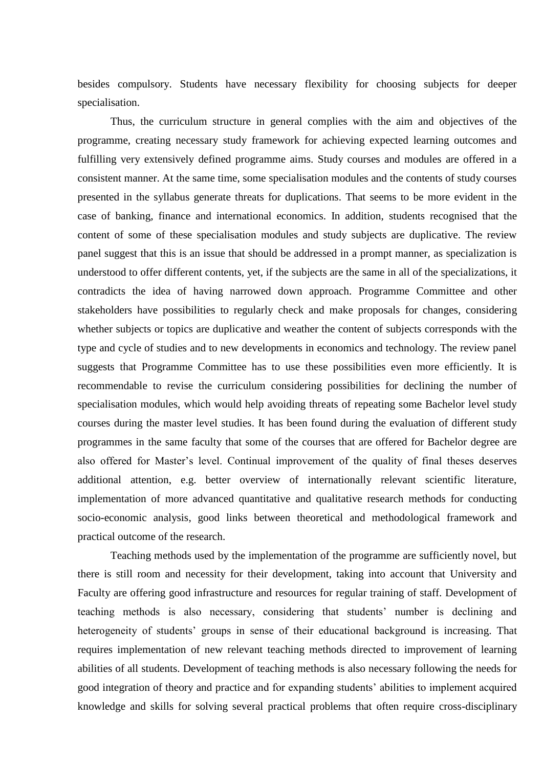besides compulsory. Students have necessary flexibility for choosing subjects for deeper specialisation.

Thus, the curriculum structure in general complies with the aim and objectives of the programme, creating necessary study framework for achieving expected learning outcomes and fulfilling very extensively defined programme aims. Study courses and modules are offered in a consistent manner. At the same time, some specialisation modules and the contents of study courses presented in the syllabus generate threats for duplications. That seems to be more evident in the case of banking, finance and international economics. In addition, students recognised that the content of some of these specialisation modules and study subjects are duplicative. The review panel suggest that this is an issue that should be addressed in a prompt manner, as specialization is understood to offer different contents, yet, if the subjects are the same in all of the specializations, it contradicts the idea of having narrowed down approach. Programme Committee and other stakeholders have possibilities to regularly check and make proposals for changes, considering whether subjects or topics are duplicative and weather the content of subjects corresponds with the type and cycle of studies and to new developments in economics and technology. The review panel suggests that Programme Committee has to use these possibilities even more efficiently. It is recommendable to revise the curriculum considering possibilities for declining the number of specialisation modules, which would help avoiding threats of repeating some Bachelor level study courses during the master level studies. It has been found during the evaluation of different study programmes in the same faculty that some of the courses that are offered for Bachelor degree are also offered for Master's level. Continual improvement of the quality of final theses deserves additional attention, e.g. better overview of internationally relevant scientific literature, implementation of more advanced quantitative and qualitative research methods for conducting socio-economic analysis, good links between theoretical and methodological framework and practical outcome of the research.

Teaching methods used by the implementation of the programme are sufficiently novel, but there is still room and necessity for their development, taking into account that University and Faculty are offering good infrastructure and resources for regular training of staff. Development of teaching methods is also necessary, considering that students' number is declining and heterogeneity of students' groups in sense of their educational background is increasing. That requires implementation of new relevant teaching methods directed to improvement of learning abilities of all students. Development of teaching methods is also necessary following the needs for good integration of theory and practice and for expanding students' abilities to implement acquired knowledge and skills for solving several practical problems that often require cross-disciplinary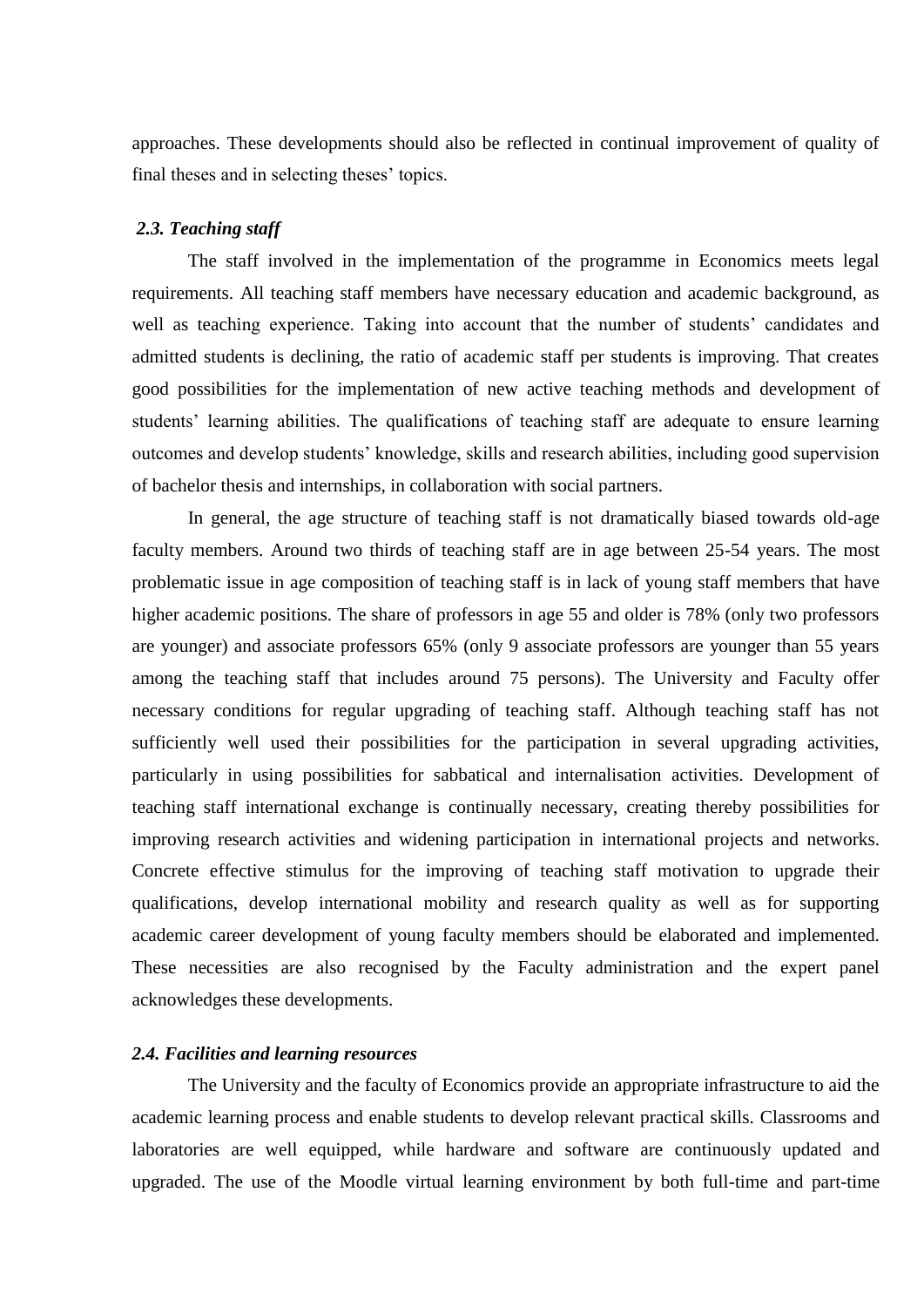approaches. These developments should also be reflected in continual improvement of quality of final theses and in selecting theses' topics.

### *2.3. Teaching staff*

The staff involved in the implementation of the programme in Economics meets legal requirements. All teaching staff members have necessary education and academic background, as well as teaching experience. Taking into account that the number of students' candidates and admitted students is declining, the ratio of academic staff per students is improving. That creates good possibilities for the implementation of new active teaching methods and development of students' learning abilities. The qualifications of teaching staff are adequate to ensure learning outcomes and develop students' knowledge, skills and research abilities, including good supervision of bachelor thesis and internships, in collaboration with social partners.

In general, the age structure of teaching staff is not dramatically biased towards old-age faculty members. Around two thirds of teaching staff are in age between 25-54 years. The most problematic issue in age composition of teaching staff is in lack of young staff members that have higher academic positions. The share of professors in age 55 and older is 78% (only two professors are younger) and associate professors 65% (only 9 associate professors are younger than 55 years among the teaching staff that includes around 75 persons). The University and Faculty offer necessary conditions for regular upgrading of teaching staff. Although teaching staff has not sufficiently well used their possibilities for the participation in several upgrading activities, particularly in using possibilities for sabbatical and internalisation activities. Development of teaching staff international exchange is continually necessary, creating thereby possibilities for improving research activities and widening participation in international projects and networks. Concrete effective stimulus for the improving of teaching staff motivation to upgrade their qualifications, develop international mobility and research quality as well as for supporting academic career development of young faculty members should be elaborated and implemented. These necessities are also recognised by the Faculty administration and the expert panel acknowledges these developments.

### *2.4. Facilities and learning resources*

The University and the faculty of Economics provide an appropriate infrastructure to aid the academic learning process and enable students to develop relevant practical skills. Classrooms and laboratories are well equipped, while hardware and software are continuously updated and upgraded. The use of the Moodle virtual learning environment by both full-time and part-time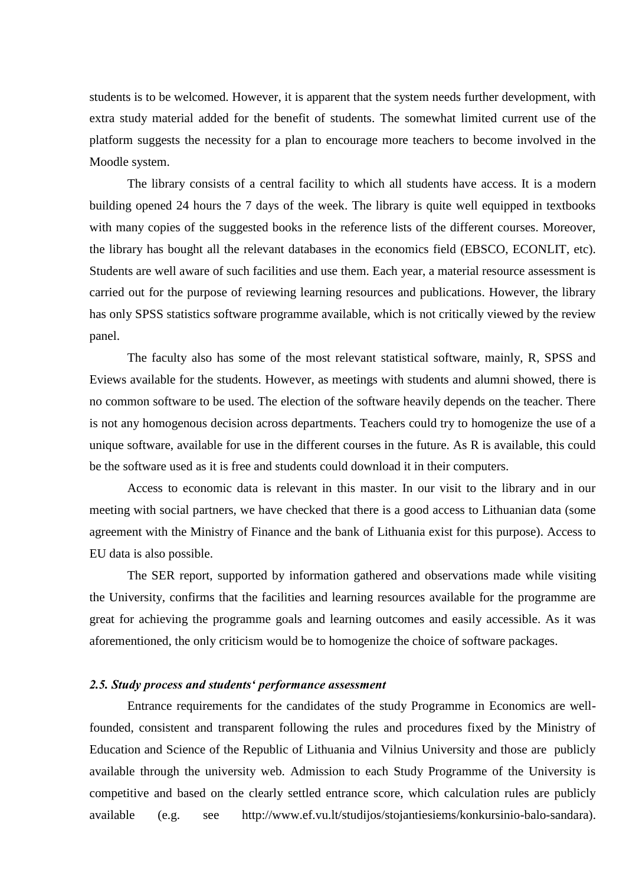students is to be welcomed. However, it is apparent that the system needs further development, with extra study material added for the benefit of students. The somewhat limited current use of the platform suggests the necessity for a plan to encourage more teachers to become involved in the Moodle system.

The library consists of a central facility to which all students have access. It is a modern building opened 24 hours the 7 days of the week. The library is quite well equipped in textbooks with many copies of the suggested books in the reference lists of the different courses. Moreover, the library has bought all the relevant databases in the economics field (EBSCO, ECONLIT, etc). Students are well aware of such facilities and use them. Each year, a material resource assessment is carried out for the purpose of reviewing learning resources and publications. However, the library has only SPSS statistics software programme available, which is not critically viewed by the review panel.

The faculty also has some of the most relevant statistical software, mainly, R, SPSS and Eviews available for the students. However, as meetings with students and alumni showed, there is no common software to be used. The election of the software heavily depends on the teacher. There is not any homogenous decision across departments. Teachers could try to homogenize the use of a unique software, available for use in the different courses in the future. As R is available, this could be the software used as it is free and students could download it in their computers.

Access to economic data is relevant in this master. In our visit to the library and in our meeting with social partners, we have checked that there is a good access to Lithuanian data (some agreement with the Ministry of Finance and the bank of Lithuania exist for this purpose). Access to EU data is also possible.

The SER report, supported by information gathered and observations made while visiting the University, confirms that the facilities and learning resources available for the programme are great for achieving the programme goals and learning outcomes and easily accessible. As it was aforementioned, the only criticism would be to homogenize the choice of software packages.

### *2.5. Study process and students' performance assessment*

Entrance requirements for the candidates of the study Programme in Economics are well-founded, consistent and transparent following the rules and procedures fixed by the Ministry of Education and Science of the Republic of Lithuania and Vilnius University and those are publicly available through the university web. Admission to each Study Programme of the University is competitive and based on the clearly settled entrance score, which calculation rules are publicly available (e.g. see http://www.ef.vu.lt/studijos/stojantiesiems/konkursinio-balo-sandara).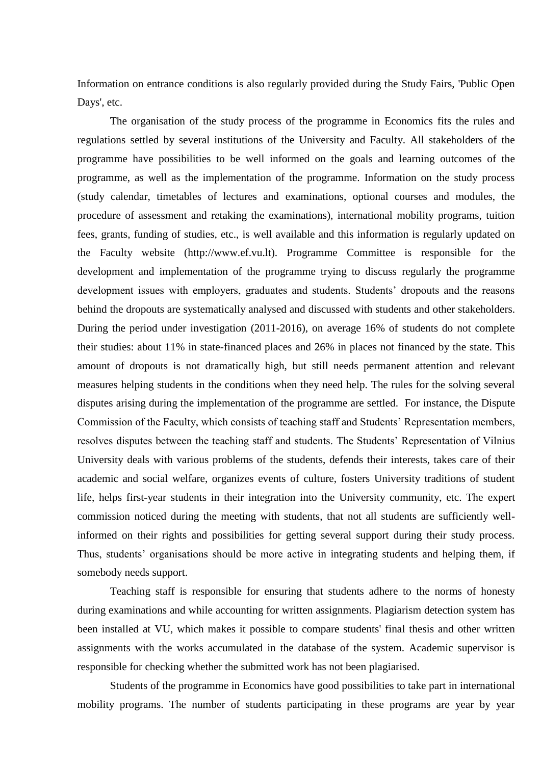Information on entrance conditions is also regularly provided during the Study Fairs, 'Public Open Days', etc.

The organisation of the study process of the programme in Economics fits the rules and regulations settled by several institutions of the University and Faculty. All stakeholders of the programme have possibilities to be well informed on the goals and learning outcomes of the programme, as well as the implementation of the programme. Information on the study process (study calendar, timetables of lectures and examinations, optional courses and modules, the procedure of assessment and retaking the examinations), international mobility programs, tuition fees, grants, funding of studies, etc., is well available and this information is regularly updated on the Faculty website (http://www.ef.vu.lt). Programme Committee is responsible for the development and implementation of the programme trying to discuss regularly the programme development issues with employers, graduates and students. Students' dropouts and the reasons behind the dropouts are systematically analysed and discussed with students and other stakeholders. During the period under investigation (2011-2016), on average 16% of students do not complete their studies: about 11% in state-financed places and 26% in places not financed by the state. This amount of dropouts is not dramatically high, but still needs permanent attention and relevant measures helping students in the conditions when they need help. The rules for the solving several disputes arising during the implementation of the programme are settled. For instance, the Dispute Commission of the Faculty, which consists of teaching staff and Students' Representation members, resolves disputes between the teaching staff and students. The Students' Representation of Vilnius University deals with various problems of the students, defends their interests, takes care of their academic and social welfare, organizes events of culture, fosters University traditions of student life, helps first-year students in their integration into the University community, etc. The expert commission noticed during the meeting with students, that not all students are sufficiently well-informed on their rights and possibilities for getting several support during their study process. Thus, students' organisations should be more active in integrating students and helping them, if somebody needs support.

Teaching staff is responsible for ensuring that students adhere to the norms of honesty during examinations and while accounting for written assignments. Plagiarism detection system has been installed at VU, which makes it possible to compare students' final thesis and other written assignments with the works accumulated in the database of the system. Academic supervisor is responsible for checking whether the submitted work has not been plagiarised.

Students of the programme in Economics have good possibilities to take part in international mobility programs. The number of students participating in these programs are year by year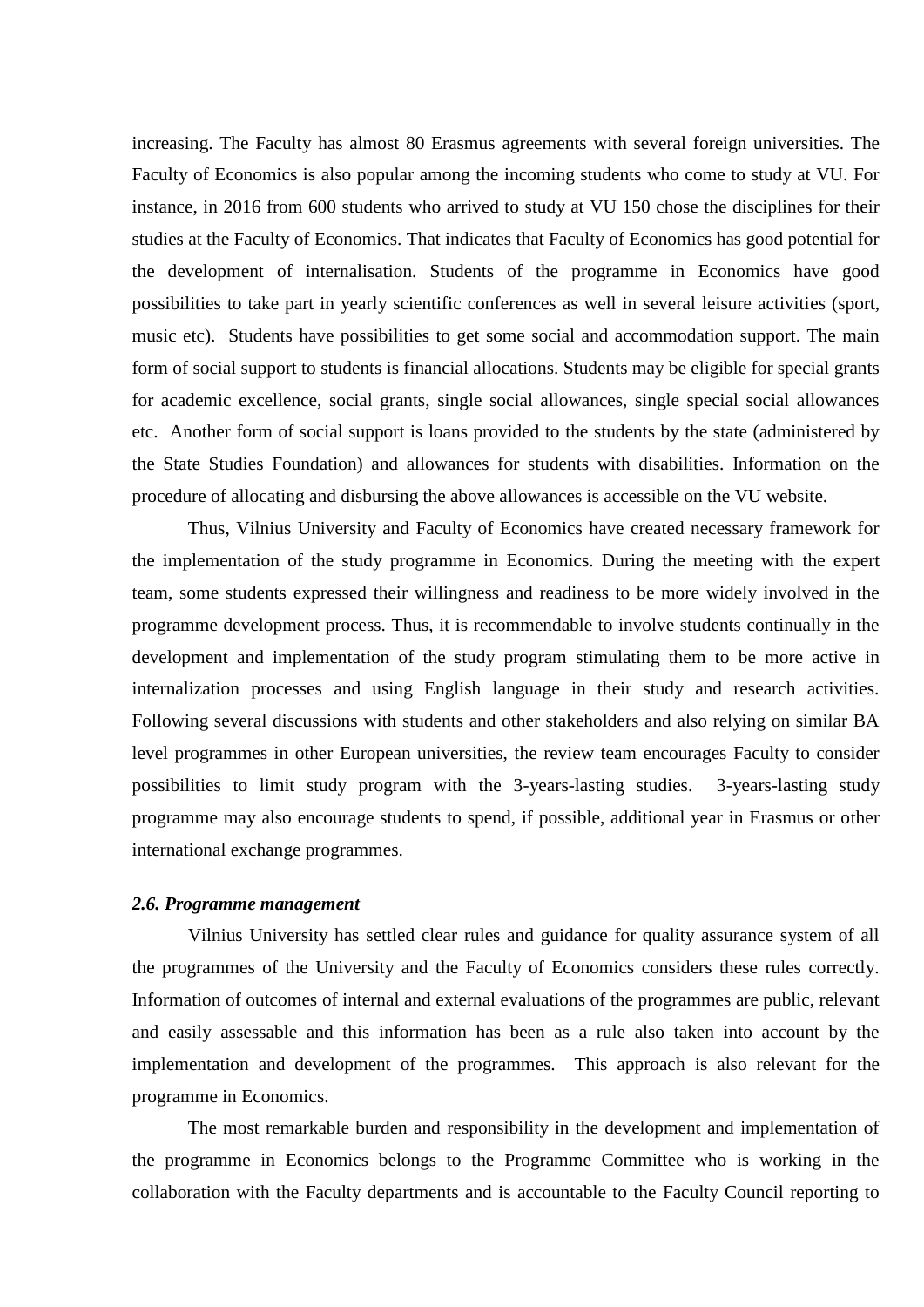increasing. The Faculty has almost 80 Erasmus agreements with several foreign universities. The Faculty of Economics is also popular among the incoming students who come to study at VU. For instance, in 2016 from 600 students who arrived to study at VU 150 chose the disciplines for their studies at the Faculty of Economics. That indicates that Faculty of Economics has good potential for the development of internalisation. Students of the programme in Economics have good possibilities to take part in yearly scientific conferences as well in several leisure activities (sport, music etc). Students have possibilities to get some social and accommodation support. The main form of social support to students is financial allocations. Students may be eligible for special grants for academic excellence, social grants, single social allowances, single special social allowances etc. Another form of social support is loans provided to the students by the state (administered by the State Studies Foundation) and allowances for students with disabilities. Information on the procedure of allocating and disbursing the above allowances is accessible on the VU website.

Thus, Vilnius University and Faculty of Economics have created necessary framework for the implementation of the study programme in Economics. During the meeting with the expert team, some students expressed their willingness and readiness to be more widely involved in the programme development process. Thus, it is recommendable to involve students continually in the development and implementation of the study program stimulating them to be more active in internalization processes and using English language in their study and research activities. Following several discussions with students and other stakeholders and also relying on similar BA level programmes in other European universities, the review team encourages Faculty to consider possibilities to limit study program with the 3-years-lasting studies. 3-years-lasting study programme may also encourage students to spend, if possible, additional year in Erasmus or other international exchange programmes.

### *2.6. Programme management*

Vilnius University has settled clear rules and guidance for quality assurance system of all the programmes of the University and the Faculty of Economics considers these rules correctly. Information of outcomes of internal and external evaluations of the programmes are public, relevant and easily assessable and this information has been as a rule also taken into account by the implementation and development of the programmes. This approach is also relevant for the programme in Economics.

The most remarkable burden and responsibility in the development and implementation of the programme in Economics belongs to the Programme Committee who is working in the collaboration with the Faculty departments and is accountable to the Faculty Council reporting to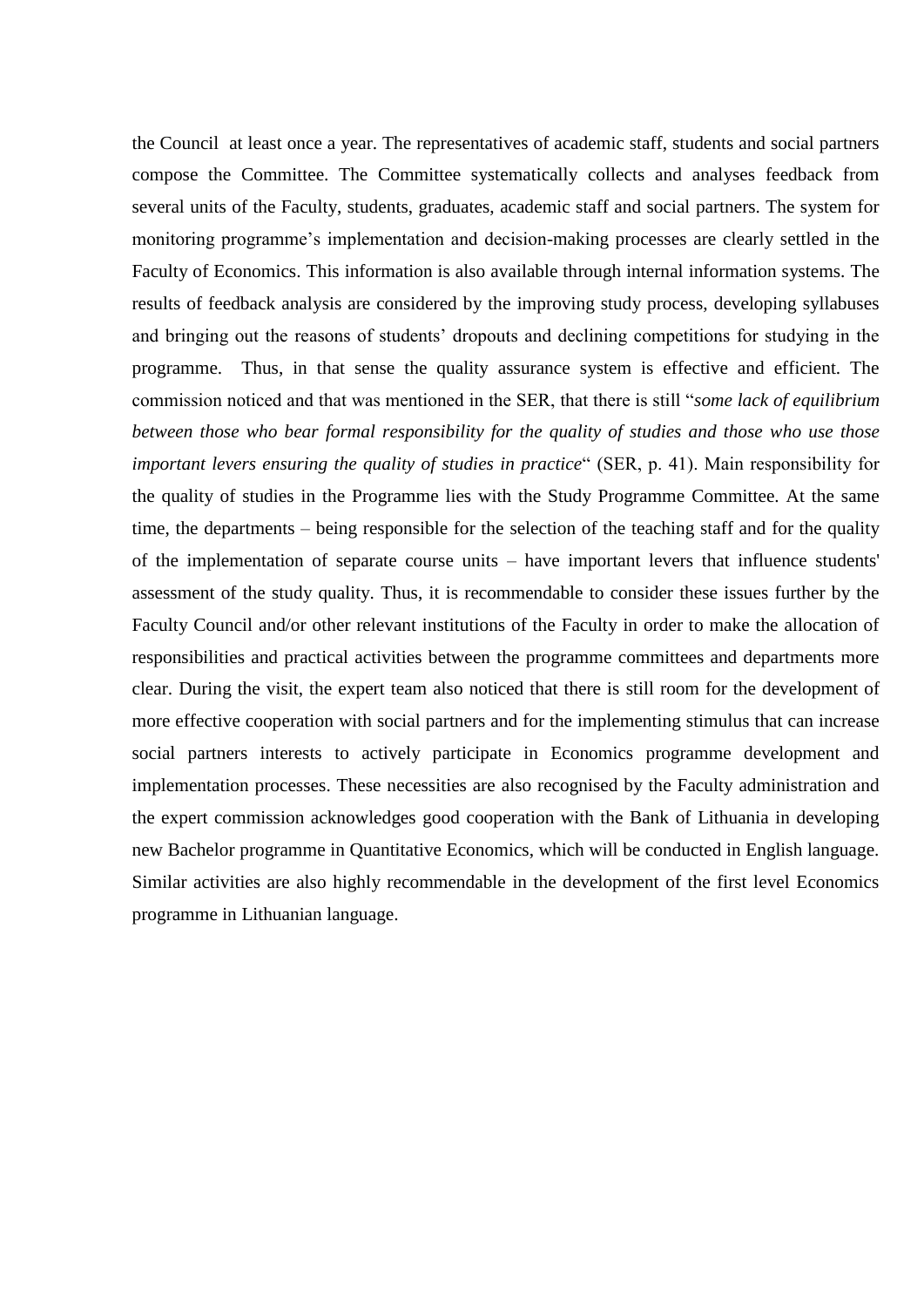the Council  at least once a year. The representatives of academic staff, students and social partners compose the Committee. The Committee systematically collects and analyses feedback from several units of the Faculty, students, graduates, academic staff and social partners. The system for monitoring programme's implementation and decision-making processes are clearly settled in the Faculty of Economics. This information is also available through internal information systems. The results of feedback analysis are considered by the improving study process, developing syllabuses and bringing out the reasons of students' dropouts and declining competitions for studying in the programme.  Thus, in that sense the quality assurance system is effective and efficient. The commission noticed and that was mentioned in the SER, that there is still "*some lack of equilibrium between those who bear formal responsibility for the quality of studies and those who use those important levers ensuring the quality of studies in practice*" (SER, p. 41). Main responsibility for the quality of studies in the Programme lies with the Study Programme Committee. At the same time, the departments – being responsible for the selection of the teaching staff and for the quality of the implementation of separate course units – have important levers that influence students' assessment of the study quality. Thus, it is recommendable to consider these issues further by the Faculty Council and/or other relevant institutions of the Faculty in order to make the allocation of responsibilities and practical activities between the programme committees and departments more clear. During the visit, the expert team also noticed that there is still room for the development of more effective cooperation with social partners and for the implementing stimulus that can increase social partners interests to actively participate in Economics programme development and implementation processes. These necessities are also recognised by the Faculty administration and the expert commission acknowledges good cooperation with the Bank of Lithuania in developing new Bachelor programme in Quantitative Economics, which will be conducted in English language. Similar activities are also highly recommendable in the development of the first level Economics programme in Lithuanian language.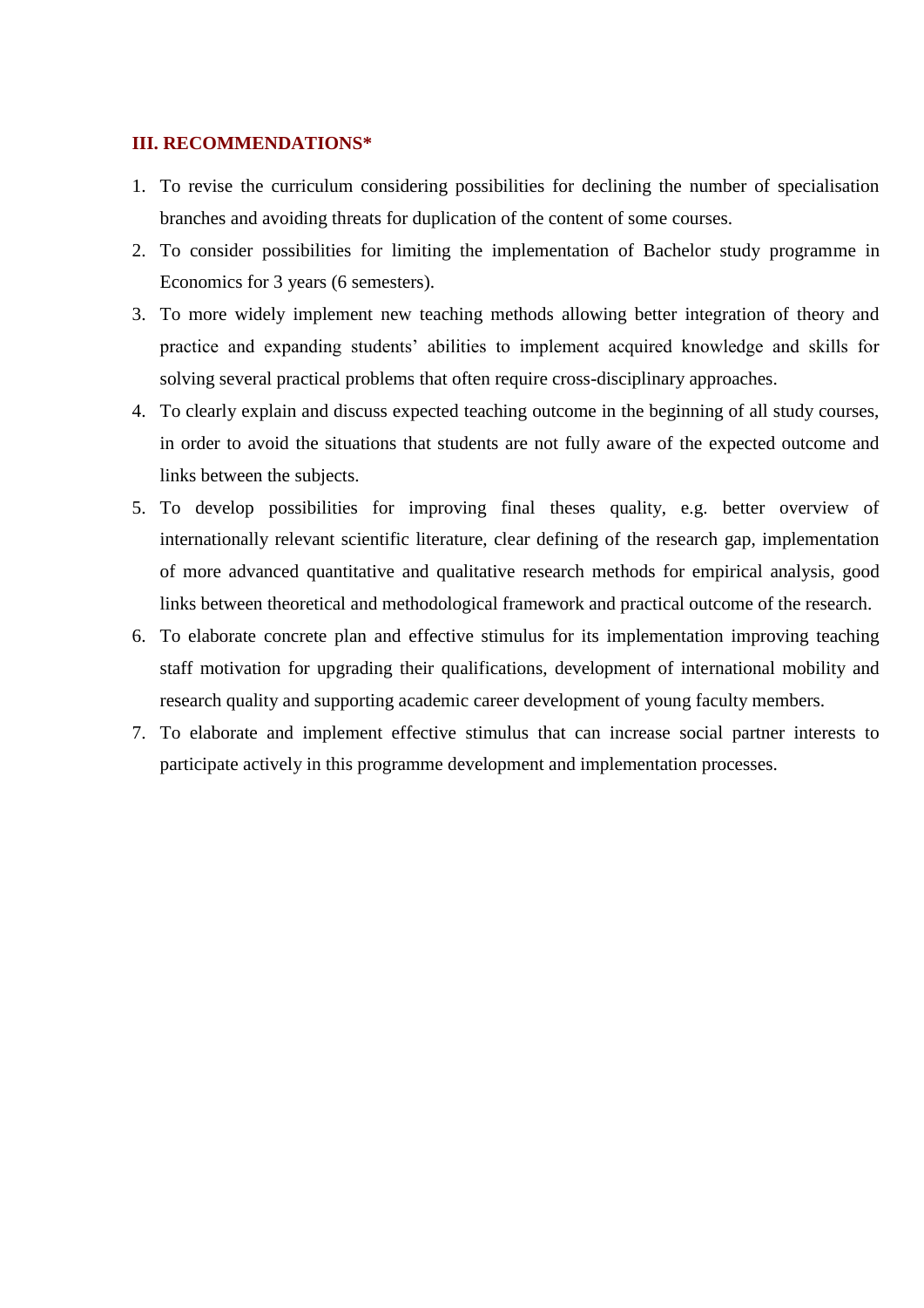## III. RECOMMENDATIONS*

1. To revise the curriculum considering possibilities for declining the number of specialisation branches and avoiding threats for duplication of the content of some courses.
2. To consider possibilities for limiting the implementation of Bachelor study programme in Economics for 3 years (6 semesters).
3. To more widely implement new teaching methods allowing better integration of theory and practice and expanding students' abilities to implement acquired knowledge and skills for solving several practical problems that often require cross-disciplinary approaches.
4. To clearly explain and discuss expected teaching outcome in the beginning of all study courses, in order to avoid the situations that students are not fully aware of the expected outcome and links between the subjects.
5. To develop possibilities for improving final theses quality, e.g. better overview of internationally relevant scientific literature, clear defining of the research gap, implementation of more advanced quantitative and qualitative research methods for empirical analysis, good links between theoretical and methodological framework and practical outcome of the research.
6. To elaborate concrete plan and effective stimulus for its implementation improving teaching staff motivation for upgrading their qualifications, development of international mobility and research quality and supporting academic career development of young faculty members.
7. To elaborate and implement effective stimulus that can increase social partner interests to participate actively in this programme development and implementation processes.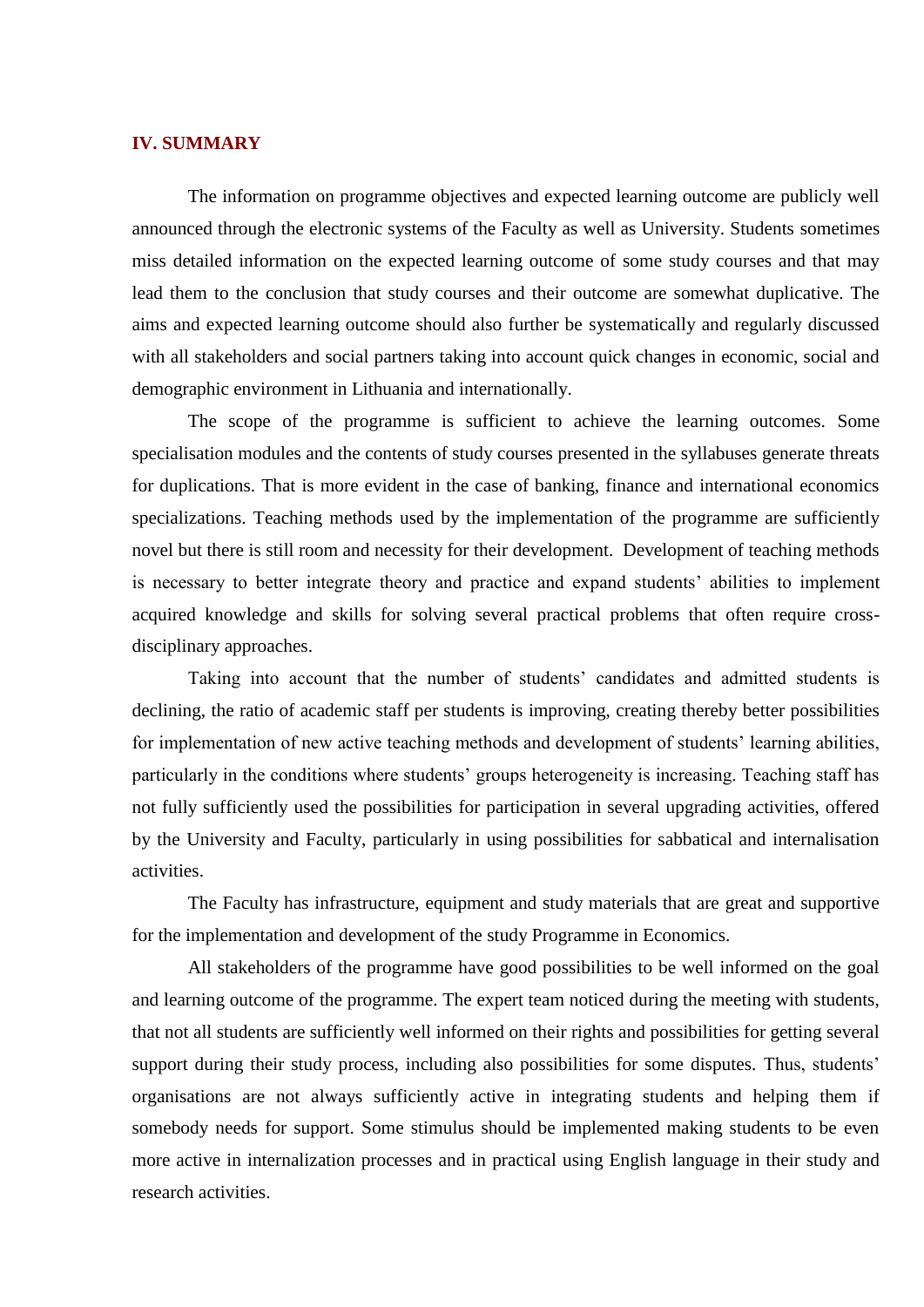## IV. SUMMARY

The information on programme objectives and expected learning outcome are publicly well announced through the electronic systems of the Faculty as well as University. Students sometimes miss detailed information on the expected learning outcome of some study courses and that may lead them to the conclusion that study courses and their outcome are somewhat duplicative. The aims and expected learning outcome should also further be systematically and regularly discussed with all stakeholders and social partners taking into account quick changes in economic, social and demographic environment in Lithuania and internationally.

The scope of the programme is sufficient to achieve the learning outcomes. Some specialisation modules and the contents of study courses presented in the syllabuses generate threats for duplications. That is more evident in the case of banking, finance and international economics specializations. Teaching methods used by the implementation of the programme are sufficiently novel but there is still room and necessity for their development. Development of teaching methods is necessary to better integrate theory and practice and expand students' abilities to implement acquired knowledge and skills for solving several practical problems that often require cross-disciplinary approaches.

Taking into account that the number of students' candidates and admitted students is declining, the ratio of academic staff per students is improving, creating thereby better possibilities for implementation of new active teaching methods and development of students' learning abilities, particularly in the conditions where students' groups heterogeneity is increasing. Teaching staff has not fully sufficiently used the possibilities for participation in several upgrading activities, offered by the University and Faculty, particularly in using possibilities for sabbatical and internalisation activities.

The Faculty has infrastructure, equipment and study materials that are great and supportive for the implementation and development of the study Programme in Economics.

All stakeholders of the programme have good possibilities to be well informed on the goal and learning outcome of the programme. The expert team noticed during the meeting with students, that not all students are sufficiently well informed on their rights and possibilities for getting several support during their study process, including also possibilities for some disputes. Thus, students' organisations are not always sufficiently active in integrating students and helping them if somebody needs for support. Some stimulus should be implemented making students to be even more active in internalization processes and in practical using English language in their study and research activities.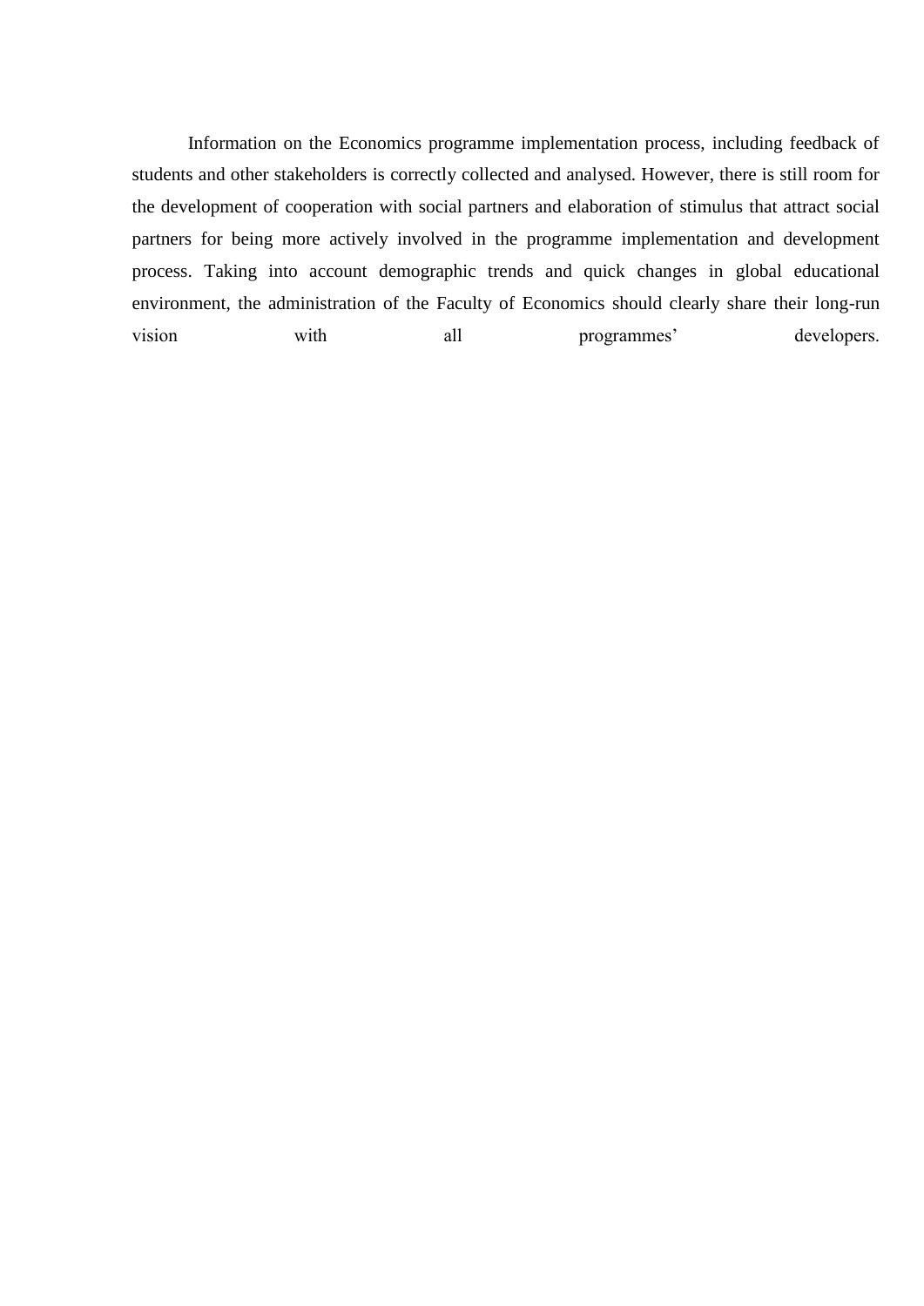Information on the Economics programme implementation process, including feedback of students and other stakeholders is correctly collected and analysed. However, there is still room for the development of cooperation with social partners and elaboration of stimulus that attract social partners for being more actively involved in the programme implementation and development process. Taking into account demographic trends and quick changes in global educational environment, the administration of the Faculty of Economics should clearly share their long-run vision with all programmes' developers.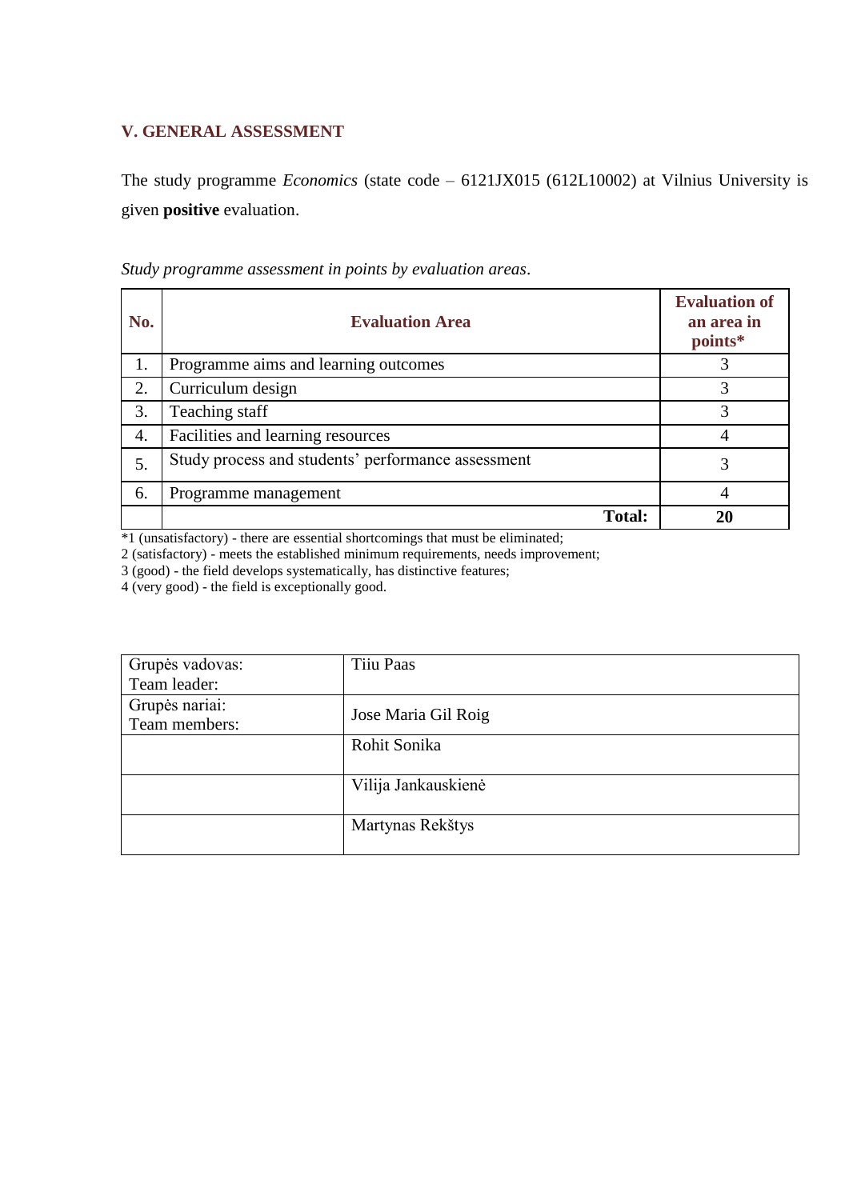## V. GENERAL ASSESSMENT

The study programme *Economics* (state code – 6121JX015 (612L10002) at Vilnius University is given **positive** evaluation.

*Study programme assessment in points by evaluation areas*.

| No. | Evaluation Area | Evaluation of an area in points* |
|---|---|---|
| 1. | Programme aims and learning outcomes | 3 |
| 2. | Curriculum design | 3 |
| 3. | Teaching staff | 3 |
| 4. | Facilities and learning resources | 4 |
| 5. | Study process and students' performance assessment | 3 |
| 6. | Programme management | 4 |
| | **Total:** | **20** |

*1 (unsatisfactory) - there are essential shortcomings that must be eliminated;
2 (satisfactory) - meets the established minimum requirements, needs improvement;
3 (good) - the field develops systematically, has distinctive features;
4 (very good) - the field is exceptionally good.

| | |
|---|---|
| Grupės vadovas: Team leader: | Tiiu Paas |
| Grupės nariai: Team members: | Jose Maria Gil Roig |
| | Rohit Sonika |
| | Vilija Jankauskienė |
| | Martynas Rekštys |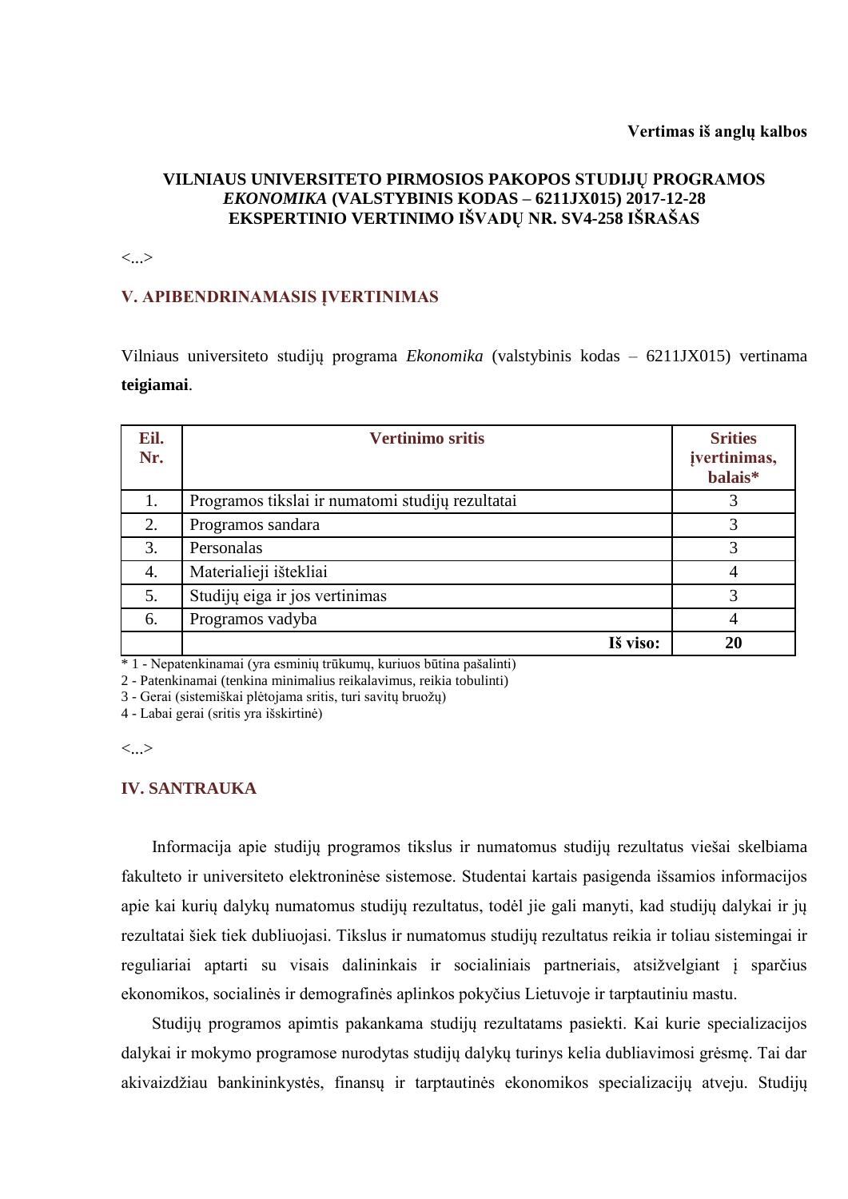**Vertimas iš anglų kalbos**

**VILNIAUS UNIVERSITETO PIRMOSIOS PAKOPOS STUDIJŲ PROGRAMOS *EKONOMIKA* (VALSTYBINIS KODAS – 6211JX015) 2017-12-28 EKSPERTINIO VERTINIMO IŠVADŲ NR. SV4-258 IŠRAŠAS**

<...>

## V. APIBENDRINAMASIS ĮVERTINIMAS

Vilniaus universiteto studijų programa *Ekonomika* (valstybinis kodas – 6211JX015) vertinama **teigiamai**.

| Eil. Nr. | Vertinimo sritis | Srities įvertinimas, balais* |
|---|---|---|
| 1. | Programos tikslai ir numatomi studijų rezultatai | 3 |
| 2. | Programos sandara | 3 |
| 3. | Personalas | 3 |
| 4. | Materialieji ištekliai | 4 |
| 5. | Studijų eiga ir jos vertinimas | 3 |
| 6. | Programos vadyba | 4 |
| | **Iš viso:** | **20** |

\* 1 - Nepatenkinamai (yra esminių trūkumų, kuriuos būtina pašalinti)
2 - Patenkinamai (tenkina minimalius reikalavimus, reikia tobulinti)
3 - Gerai (sistemiškai plėtojama sritis, turi savitų bruožų)
4 - Labai gerai (sritis yra išskirtinė)

<...>

## IV. SANTRAUKA

Informacija apie studijų programos tikslus ir numatomus studijų rezultatus viešai skelbiama fakulteto ir universiteto elektroninėse sistemose. Studentai kartais pasigenda išsamios informacijos apie kai kurių dalykų numatomus studijų rezultatus, todėl jie gali manyti, kad studijų dalykai ir jų rezultatai šiek tiek dubliuojasi. Tikslus ir numatomus studijų rezultatus reikia ir toliau sistemingai ir reguliariai aptarti su visais dalininkais ir socialiniais partneriais, atsižvelgiant į sparčius ekonomikos, socialinės ir demografinės aplinkos pokyčius Lietuvoje ir tarptautiniu mastu.

Studijų programos apimtis pakankama studijų rezultatams pasiekti. Kai kurie specializacijos dalykai ir mokymo programose nurodytas studijų dalykų turinys kelia dubliavimosi grėsmę. Tai dar akivaizdžiau bankininkystės, finansų ir tarptautinės ekonomikos specializacijų atveju. Studijų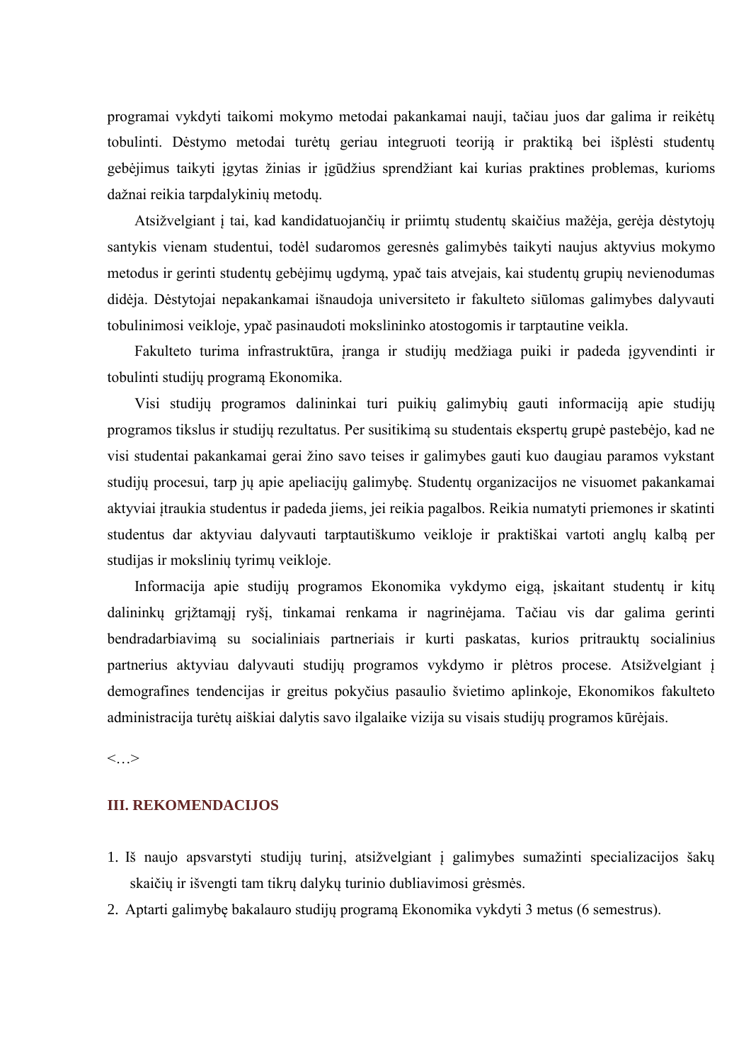programai vykdyti taikomi mokymo metodai pakankamai nauji, tačiau juos dar galima ir reikėtų tobulinti. Dėstymo metodai turėtų geriau integruoti teoriją ir praktiką bei išplėsti studentų gebėjimus taikyti įgytas žinias ir įgūdžius sprendžiant kai kurias praktines problemas, kurioms dažnai reikia tarpdalykinių metodų.

Atsižvelgiant į tai, kad kandidatuojančių ir priimtų studentų skaičius mažėja, gerėja dėstytojų santykis vienam studentui, todėl sudaromos geresnės galimybės taikyti naujus aktyvius mokymo metodus ir gerinti studentų gebėjimų ugdymą, ypač tais atvejais, kai studentų grupių nevienodumas didėja. Dėstytojai nepakankamai išnaudoja universiteto ir fakulteto siūlomas galimybes dalyvauti tobulinimosi veikloje, ypač pasinaudoti mokslininko atostogomis ir tarptautine veikla.

Fakulteto turima infrastruktūra, įranga ir studijų medžiaga puiki ir padeda įgyvendinti ir tobulinti studijų programą Ekonomika.

Visi studijų programos dalininkai turi puikių galimybių gauti informaciją apie studijų programos tikslus ir studijų rezultatus. Per susitikimą su studentais ekspertų grupė pastebėjo, kad ne visi studentai pakankamai gerai žino savo teises ir galimybes gauti kuo daugiau paramos vykstant studijų procesui, tarp jų apie apeliacijų galimybę. Studentų organizacijos ne visuomet pakankamai aktyviai įtraukia studentus ir padeda jiems, jei reikia pagalbos. Reikia numatyti priemones ir skatinti studentus dar aktyviau dalyvauti tarptautiškumo veikloje ir praktiškai vartoti anglų kalbą per studijas ir mokslinių tyrimų veikloje.

Informacija apie studijų programos Ekonomika vykdymo eigą, įskaitant studentų ir kitų dalininkų grįžtamąjį ryšį, tinkamai renkama ir nagrinėjama. Tačiau vis dar galima gerinti bendradarbiavimą su socialiniais partneriais ir kurti paskatas, kurios pritrauktų socialinius partnerius aktyviau dalyvauti studijų programos vykdymo ir plėtros procese. Atsižvelgiant į demografines tendencijas ir greitus pokyčius pasaulio švietimo aplinkoje, Ekonomikos fakulteto administracija turėtų aiškiai dalytis savo ilgalaike vizija su visais studijų programos kūrėjais.

<…>

## III. REKOMENDACIJOS

1. Iš naujo apsvarstyti studijų turinį, atsižvelgiant į galimybes sumažinti specializacijos šakų skaičių ir išvengti tam tikrų dalykų turinio dubliavimosi grėsmės.
2. Aptarti galimybę bakalauro studijų programą Ekonomika vykdyti 3 metus (6 semestrus).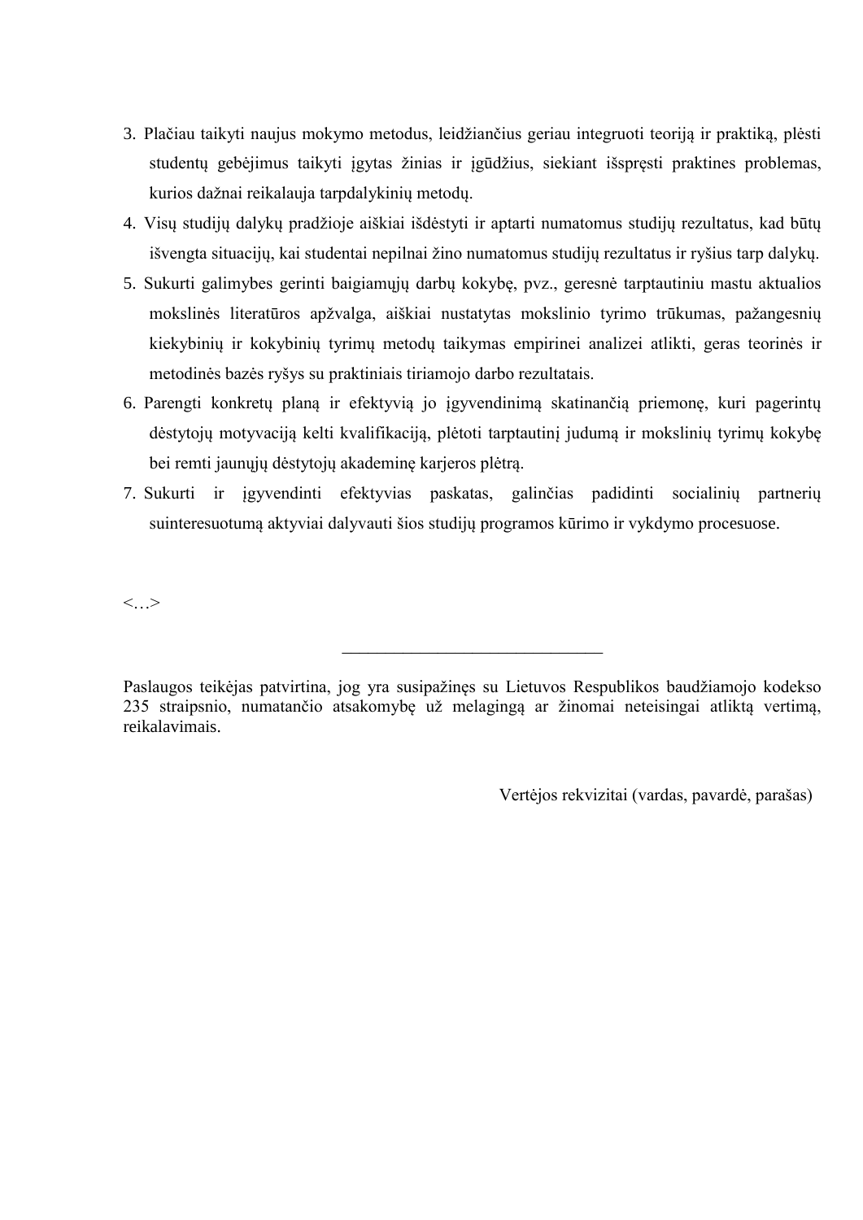3. Plačiau taikyti naujus mokymo metodus, leidžiančius geriau integruoti teoriją ir praktiką, plėsti studentų gebėjimus taikyti įgytas žinias ir įgūdžius, siekiant išspręsti praktines problemas, kurios dažnai reikalauja tarpdalykinių metodų.
4. Visų studijų dalykų pradžioje aiškiai išdėstyti ir aptarti numatomus studijų rezultatus, kad būtų išvengta situacijų, kai studentai nepilnai žino numatomus studijų rezultatus ir ryšius tarp dalykų.
5. Sukurti galimybes gerinti baigiamųjų darbų kokybę, pvz., geresnė tarptautiniu mastu aktualios mokslinės literatūros apžvalga, aiškiai nustatytas mokslinio tyrimo trūkumas, pažangesnių kiekybinių ir kokybinių tyrimų metodų taikymas empirinei analizei atlikti, geras teorinės ir metodinės bazės ryšys su praktiniais tiriamojo darbo rezultatais.
6. Parengti konkretų planą ir efektyvią jo įgyvendinimą skatinančią priemonę, kuri pagerintų dėstytojų motyvaciją kelti kvalifikaciją, plėtoti tarptautinį judumą ir mokslinių tyrimų kokybę bei remti jaunųjų dėstytojų akademinę karjeros plėtrą.
7. Sukurti ir įgyvendinti efektyvias paskatas, galinčias padidinti socialinių partnerių suinteresuotumą aktyviai dalyvauti šios studijų programos kūrimo ir vykdymo procesuose.

<…>

______________________________

Paslaugos teikėjas patvirtina, jog yra susipažinęs su Lietuvos Respublikos baudžiamojo kodekso 235 straipsnio, numatančio atsakomybę už melagingą ar žinomai neteisingai atliktą vertimą, reikalavimais.

Vertėjos rekvizitai (vardas, pavardė, parašas)